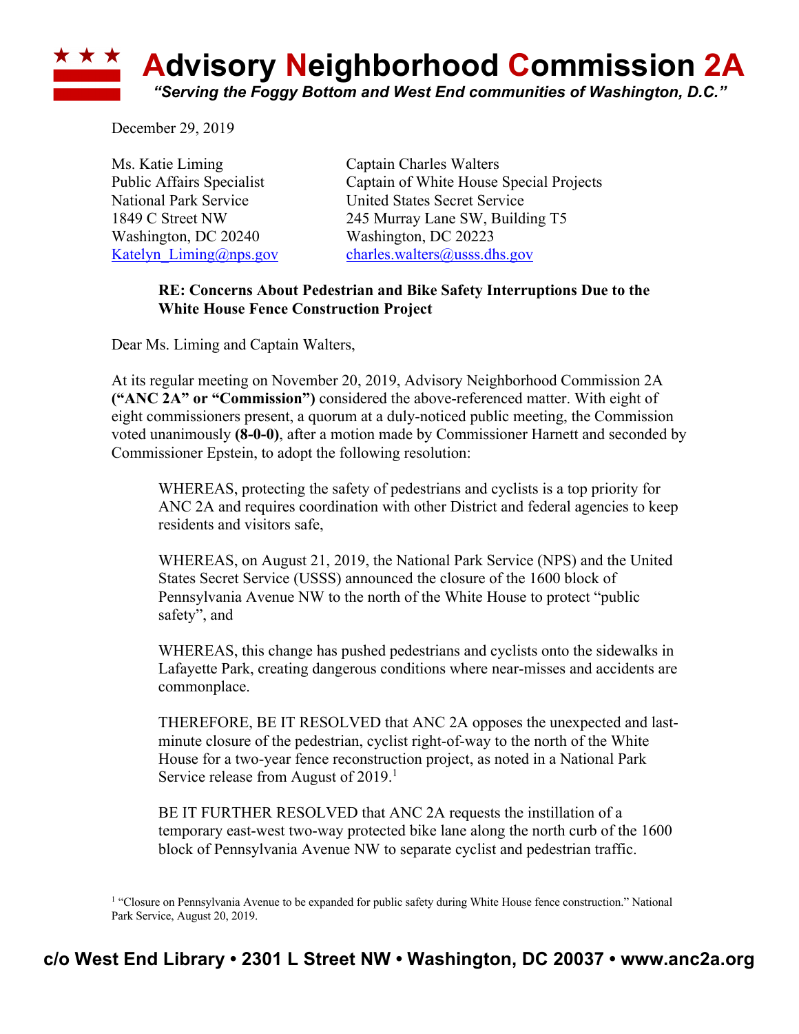# Advisory Neighborhood Commission 2A

*"Serving the Foggy Bottom and West End communities of Washington, D.C."*

December 29, 2019

Ms. Katie Liming
Public Affairs Specialist
National Park Service
1849 C Street NW
Washington, DC 20240
Katelyn_Liming@nps.gov

Captain Charles Walters
Captain of White House Special Projects
United States Secret Service
245 Murray Lane SW, Building T5
Washington, DC 20223
charles.walters@usss.dhs.gov

**RE: Concerns About Pedestrian and Bike Safety Interruptions Due to the White House Fence Construction Project**

Dear Ms. Liming and Captain Walters,

At its regular meeting on November 20, 2019, Advisory Neighborhood Commission 2A **("ANC 2A" or "Commission")** considered the above-referenced matter. With eight of eight commissioners present, a quorum at a duly-noticed public meeting, the Commission voted unanimously **(8-0-0)**, after a motion made by Commissioner Harnett and seconded by Commissioner Epstein, to adopt the following resolution:

> WHEREAS, protecting the safety of pedestrians and cyclists is a top priority for ANC 2A and requires coordination with other District and federal agencies to keep residents and visitors safe,
>
> WHEREAS, on August 21, 2019, the National Park Service (NPS) and the United States Secret Service (USSS) announced the closure of the 1600 block of Pennsylvania Avenue NW to the north of the White House to protect "public safety", and
>
> WHEREAS, this change has pushed pedestrians and cyclists onto the sidewalks in Lafayette Park, creating dangerous conditions where near-misses and accidents are commonplace.
>
> THEREFORE, BE IT RESOLVED that ANC 2A opposes the unexpected and last-minute closure of the pedestrian, cyclist right-of-way to the north of the White House for a two-year fence reconstruction project, as noted in a National Park Service release from August of 2019.[1]
>
> BE IT FURTHER RESOLVED that ANC 2A requests the instillation of a temporary east-west two-way protected bike lane along the north curb of the 1600 block of Pennsylvania Avenue NW to separate cyclist and pedestrian traffic.

[1] "Closure on Pennsylvania Avenue to be expanded for public safety during White House fence construction." National Park Service, August 20, 2019.

**c/o West End Library • 2301 L Street NW • Washington, DC 20037 • www.anc2a.org**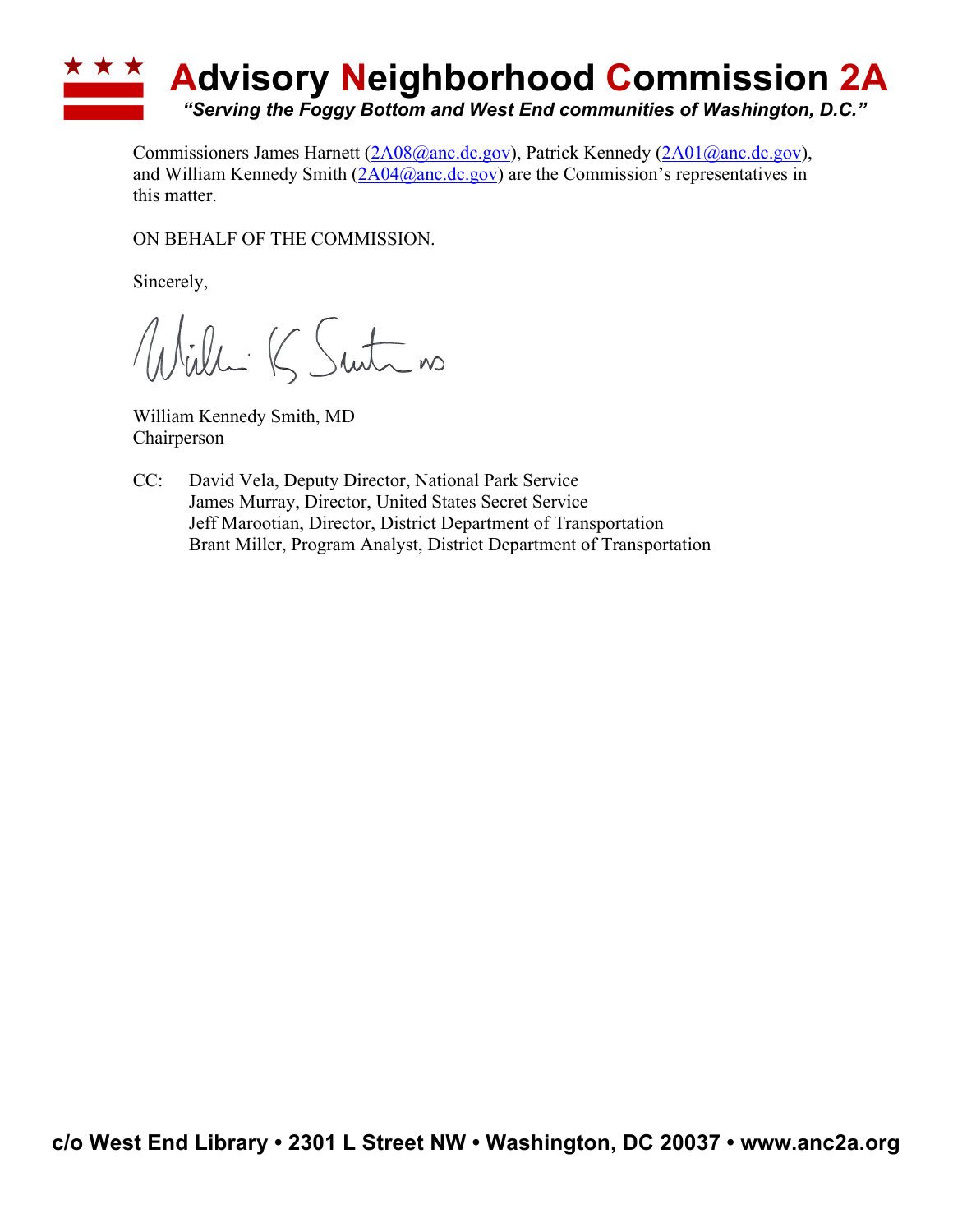# Advisory Neighborhood Commission 2A

*"Serving the Foggy Bottom and West End communities of Washington, D.C."*

Commissioners James Harnett (2A08@anc.dc.gov), Patrick Kennedy (2A01@anc.dc.gov), and William Kennedy Smith (2A04@anc.dc.gov) are the Commission's representatives in this matter.

ON BEHALF OF THE COMMISSION.

Sincerely,

William Kennedy Smith, MD
Chairperson

CC: David Vela, Deputy Director, National Park Service
James Murray, Director, United States Secret Service
Jeff Marootian, Director, District Department of Transportation
Brant Miller, Program Analyst, District Department of Transportation

**c/o West End Library • 2301 L Street NW • Washington, DC 20037 • www.anc2a.org**